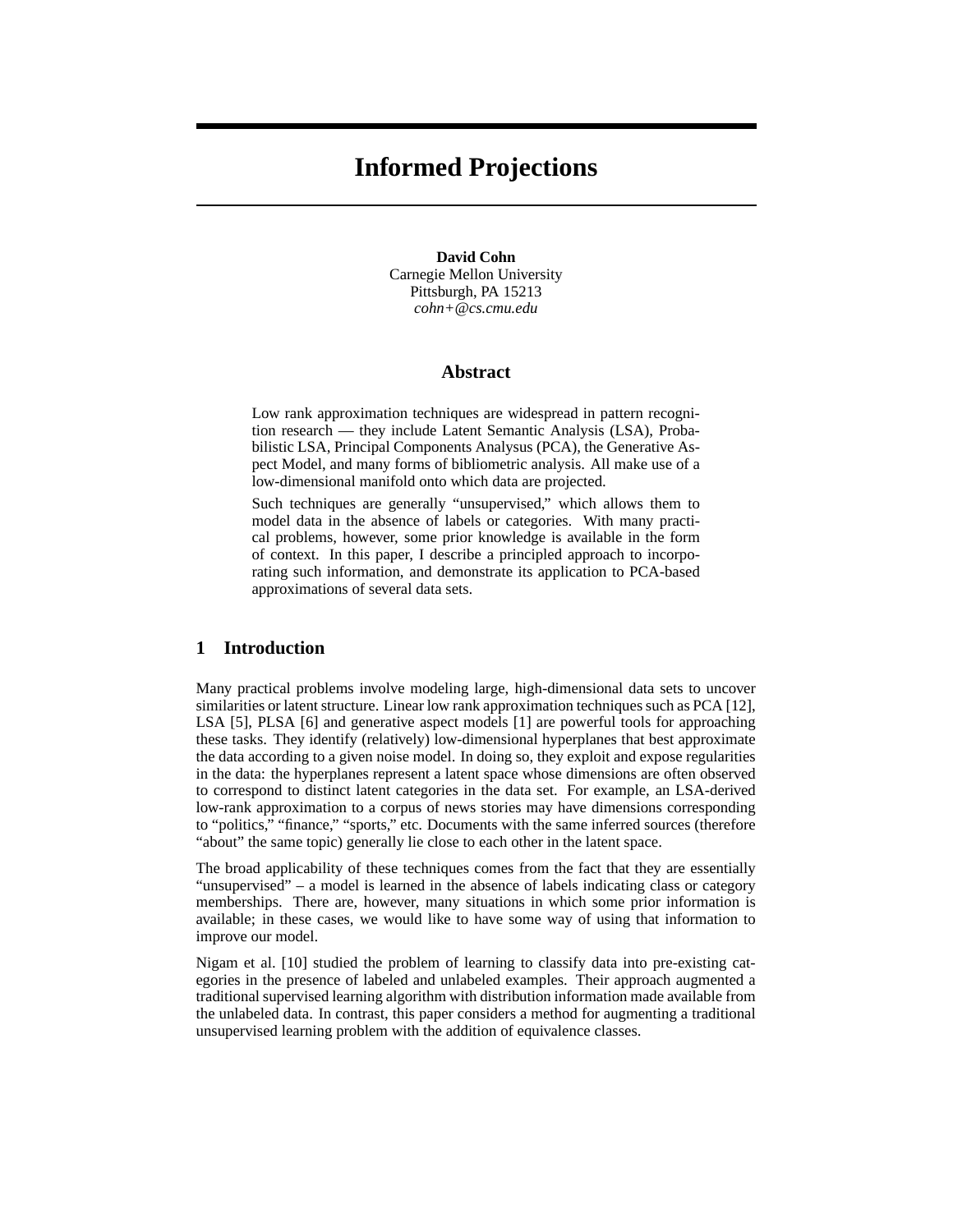# Informed Projections

**David Cohn**
Carnegie Mellon University
Pittsburgh, PA 15213
*cohn+@cs.cmu.edu*

## Abstract

Low rank approximation techniques are widespread in pattern recognition research — they include Latent Semantic Analysis (LSA), Probabilistic LSA, Principal Components Analysus (PCA), the Generative Aspect Model, and many forms of bibliometric analysis. All make use of a low-dimensional manifold onto which data are projected.

Such techniques are generally "unsupervised," which allows them to model data in the absence of labels or categories. With many practical problems, however, some prior knowledge is available in the form of context. In this paper, I describe a principled approach to incorporating such information, and demonstrate its application to PCA-based approximations of several data sets.

## 1 Introduction

Many practical problems involve modeling large, high-dimensional data sets to uncover similarities or latent structure. Linear low rank approximation techniques such as PCA [12], LSA [5], PLSA [6] and generative aspect models [1] are powerful tools for approaching these tasks. They identify (relatively) low-dimensional hyperplanes that best approximate the data according to a given noise model. In doing so, they exploit and expose regularities in the data: the hyperplanes represent a latent space whose dimensions are often observed to correspond to distinct latent categories in the data set. For example, an LSA-derived low-rank approximation to a corpus of news stories may have dimensions corresponding to "politics," "finance," "sports," etc. Documents with the same inferred sources (therefore "about" the same topic) generally lie close to each other in the latent space.

The broad applicability of these techniques comes from the fact that they are essentially "unsupervised" – a model is learned in the absence of labels indicating class or category memberships. There are, however, many situations in which some prior information is available; in these cases, we would like to have some way of using that information to improve our model.

Nigam et al. [10] studied the problem of learning to classify data into pre-existing categories in the presence of labeled and unlabeled examples. Their approach augmented a traditional supervised learning algorithm with distribution information made available from the unlabeled data. In contrast, this paper considers a method for augmenting a traditional unsupervised learning problem with the addition of equivalence classes.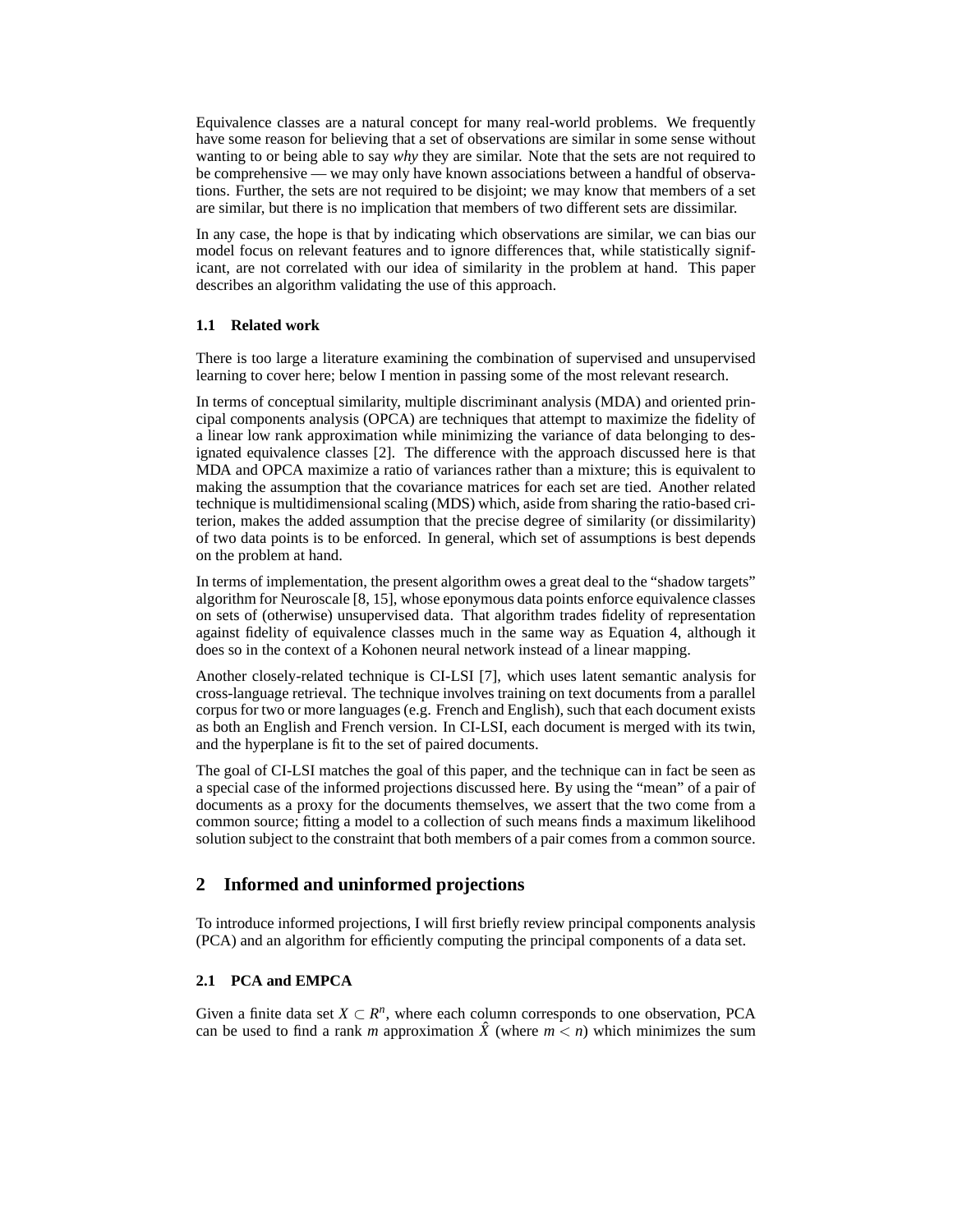Equivalence classes are a natural concept for many real-world problems. We frequently have some reason for believing that a set of observations are similar in some sense without wanting to or being able to say *why* they are similar. Note that the sets are not required to be comprehensive — we may only have known associations between a handful of observations. Further, the sets are not required to be disjoint; we may know that members of a set are similar, but there is no implication that members of two different sets are dissimilar.

In any case, the hope is that by indicating which observations are similar, we can bias our model focus on relevant features and to ignore differences that, while statistically significant, are not correlated with our idea of similarity in the problem at hand. This paper describes an algorithm validating the use of this approach.

### 1.1 Related work

There is too large a literature examining the combination of supervised and unsupervised learning to cover here; below I mention in passing some of the most relevant research.

In terms of conceptual similarity, multiple discriminant analysis (MDA) and oriented principal components analysis (OPCA) are techniques that attempt to maximize the fidelity of a linear low rank approximation while minimizing the variance of data belonging to designated equivalence classes [2]. The difference with the approach discussed here is that MDA and OPCA maximize a ratio of variances rather than a mixture; this is equivalent to making the assumption that the covariance matrices for each set are tied. Another related technique is multidimensional scaling (MDS) which, aside from sharing the ratio-based criterion, makes the added assumption that the precise degree of similarity (or dissimilarity) of two data points is to be enforced. In general, which set of assumptions is best depends on the problem at hand.

In terms of implementation, the present algorithm owes a great deal to the "shadow targets" algorithm for Neuroscale [8, 15], whose eponymous data points enforce equivalence classes on sets of (otherwise) unsupervised data. That algorithm trades fidelity of representation against fidelity of equivalence classes much in the same way as Equation 4, although it does so in the context of a Kohonen neural network instead of a linear mapping.

Another closely-related technique is CI-LSI [7], which uses latent semantic analysis for cross-language retrieval. The technique involves training on text documents from a parallel corpus for two or more languages (e.g. French and English), such that each document exists as both an English and French version. In CI-LSI, each document is merged with its twin, and the hyperplane is fit to the set of paired documents.

The goal of CI-LSI matches the goal of this paper, and the technique can in fact be seen as a special case of the informed projections discussed here. By using the "mean" of a pair of documents as a proxy for the documents themselves, we assert that the two come from a common source; fitting a model to a collection of such means finds a maximum likelihood solution subject to the constraint that both members of a pair comes from a common source.

## 2 Informed and uninformed projections

To introduce informed projections, I will first briefly review principal components analysis (PCA) and an algorithm for efficiently computing the principal components of a data set.

### 2.1 PCA and EMPCA

Given a finite data set $X \subset R^n$, where each column corresponds to one observation, PCA can be used to find a rank $m$ approximation $\hat{X}$ (where $m < n$) which minimizes the sum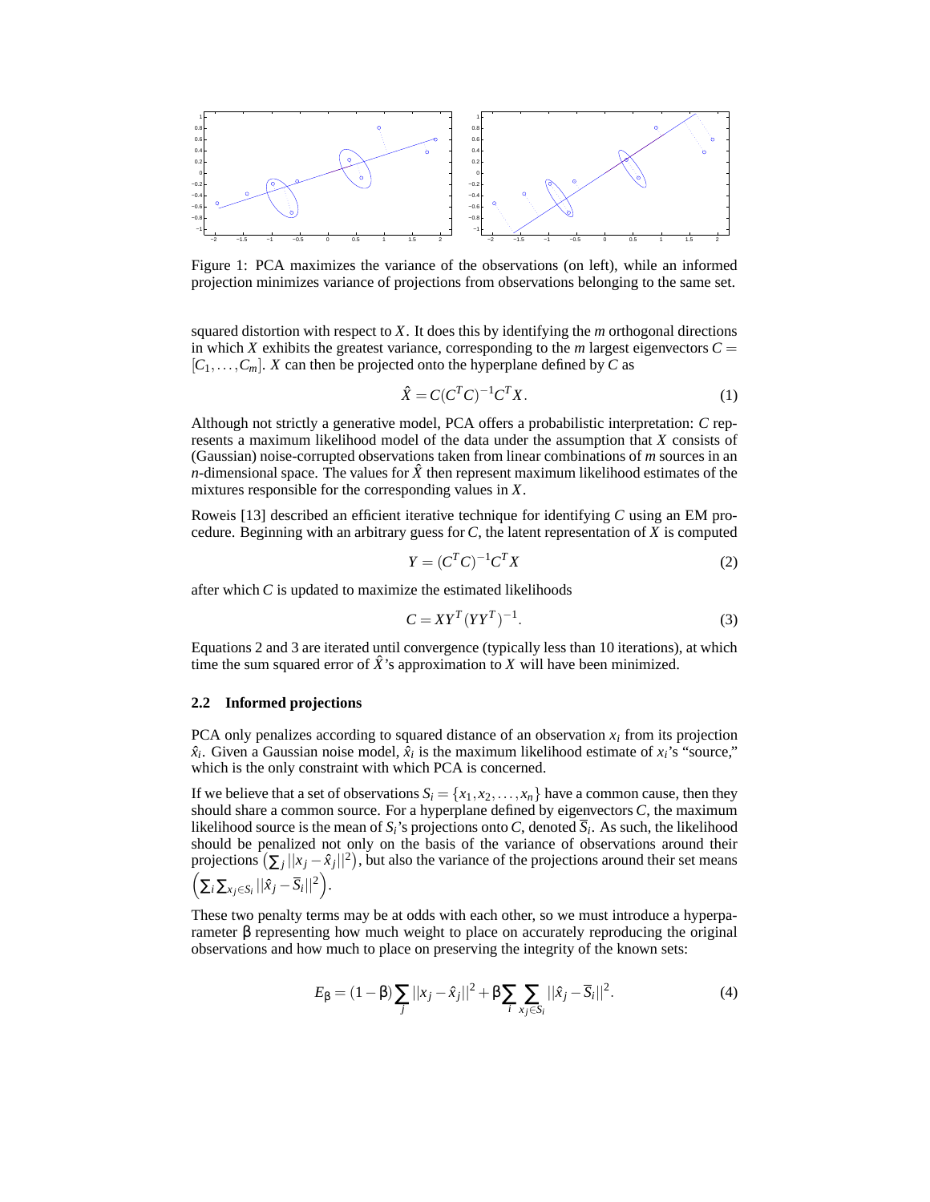Figure 1: PCA maximizes the variance of the observations (on left), while an informed projection minimizes variance of projections from observations belonging to the same set.

squared distortion with respect to $X$. It does this by identifying the $m$ orthogonal directions in which $X$ exhibits the greatest variance, corresponding to the $m$ largest eigenvectors $C = [C_1, \ldots, C_m]$. $X$ can then be projected onto the hyperplane defined by $C$ as

$$\hat{X} = C(C^T C)^{-1} C^T X. \tag{1}$$

Although not strictly a generative model, PCA offers a probabilistic interpretation: $C$ represents a maximum likelihood model of the data under the assumption that $X$ consists of (Gaussian) noise-corrupted observations taken from linear combinations of $m$ sources in an $n$-dimensional space. The values for $\hat{X}$ then represent maximum likelihood estimates of the mixtures responsible for the corresponding values in $X$.

Roweis [13] described an efficient iterative technique for identifying $C$ using an EM procedure. Beginning with an arbitrary guess for $C$, the latent representation of $X$ is computed

$$Y = (C^T C)^{-1} C^T X \tag{2}$$

after which $C$ is updated to maximize the estimated likelihoods

$$C = XY^T (YY^T)^{-1}. \tag{3}$$

Equations 2 and 3 are iterated until convergence (typically less than 10 iterations), at which time the sum squared error of $\hat{X}$'s approximation to $X$ will have been minimized.

### 2.2 Informed projections

PCA only penalizes according to squared distance of an observation $x_i$ from its projection $\hat{x}_i$. Given a Gaussian noise model, $\hat{x}_i$ is the maximum likelihood estimate of $x_i$'s "source," which is the only constraint with which PCA is concerned.

If we believe that a set of observations $S_i = \{x_1, x_2, \ldots, x_n\}$ have a common cause, then they should share a common source. For a hyperplane defined by eigenvectors $C$, the maximum likelihood source is the mean of $S_i$'s projections onto $C$, denoted $\overline{S}_i$. As such, the likelihood should be penalized not only on the basis of the variance of observations around their projections $\left(\sum_j ||x_j - \hat{x}_j||^2\right)$, but also the variance of the projections around their set means $\left(\sum_i \sum_{x_j \in S_i} ||\hat{x}_j - \overline{S}_i||^2\right)$.

These two penalty terms may be at odds with each other, so we must introduce a hyperparameter $\beta$ representing how much weight to place on accurately reproducing the original observations and how much to place on preserving the integrity of the known sets:

$$E_\beta = (1-\beta) \sum_j ||x_j - \hat{x}_j||^2 + \beta \sum_i \sum_{x_j \in S_i} ||\hat{x}_j - \overline{S}_i||^2. \tag{4}$$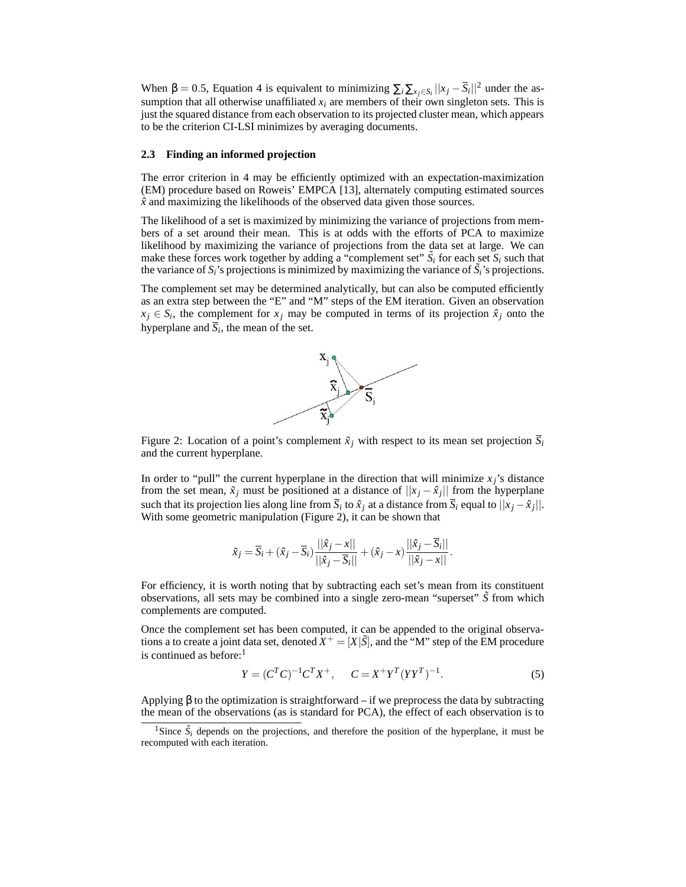When $\beta = 0.5$, Equation 4 is equivalent to minimizing $\sum_i \sum_{x_j \in S_i} ||x_j - \overline{S}_i||^2$ under the assumption that all otherwise unaffiliated $x_i$ are members of their own singleton sets. This is just the squared distance from each observation to its projected cluster mean, which appears to be the criterion CI-LSI minimizes by averaging documents.

### 2.3 Finding an informed projection

The error criterion in 4 may be efficiently optimized with an expectation-maximization (EM) procedure based on Roweis' EMPCA [13], alternately computing estimated sources $\hat{x}$ and maximizing the likelihoods of the observed data given those sources.

The likelihood of a set is maximized by minimizing the variance of projections from members of a set around their mean. This is at odds with the efforts of PCA to maximize likelihood by maximizing the variance of projections from the data set at large. We can make these forces work together by adding a "complement set" $\tilde{S}_i$ for each set $S_i$ such that the variance of $S_i$'s projections is minimized by maximizing the variance of $\tilde{S}_i$'s projections.

The complement set may be determined analytically, but can also be computed efficiently as an extra step between the "E" and "M" steps of the EM iteration. Given an observation $x_j \in S_i$, the complement for $x_j$ may be computed in terms of its projection $\hat{x}_j$ onto the hyperplane and $\overline{S}_i$, the mean of the set.

Figure 2: Location of a point's complement $\tilde{x}_j$ with respect to its mean set projection $\overline{S}_i$ and the current hyperplane.

In order to "pull" the current hyperplane in the direction that will minimize $x_j$'s distance from the set mean, $\tilde{x}_j$ must be positioned at a distance of $||x_j - \hat{x}_j||$ from the hyperplane such that its projection lies along line from $\overline{S}_i$ to $\hat{x}_j$ at a distance from $\overline{S}_i$ equal to $||x_j - \hat{x}_j||$. With some geometric manipulation (Figure 2), it can be shown that

$$\tilde{x}_j = \overline{S}_i + (\hat{x}_j - \overline{S}_i)\frac{||\hat{x}_j - x||}{||\hat{x}_j - \overline{S}_i||} + (\hat{x}_j - x)\frac{||\hat{x}_j - \overline{S}_i||}{||\hat{x}_j - x||}.$$

For efficiency, it is worth noting that by subtracting each set's mean from its constituent observations, all sets may be combined into a single zero-mean "superset" $\tilde{S}$ from which complements are computed.

Once the complement set has been computed, it can be appended to the original observations a to create a joint data set, denoted $X^+ = [X|\tilde{S}]$, and the "M" step of the EM procedure is continued as before:[1]

$$Y = (C^T C)^{-1} C^T X^+, \quad C = X^+ Y^T (YY^T)^{-1}. \tag{5}$$

Applying $\beta$ to the optimization is straightforward – if we preprocess the data by subtracting the mean of the observations (as is standard for PCA), the effect of each observation is to

[1] Since $\tilde{S}_i$ depends on the projections, and therefore the position of the hyperplane, it must be recomputed with each iteration.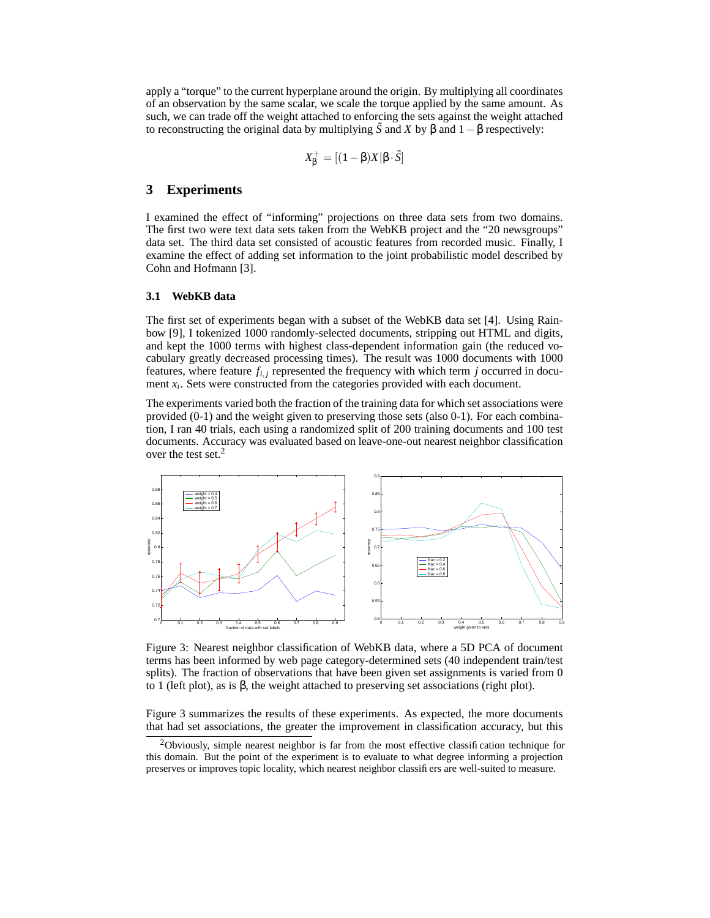apply a "torque" to the current hyperplane around the origin. By multiplying all coordinates of an observation by the same scalar, we scale the torque applied by the same amount. As such, we can trade off the weight attached to enforcing the sets against the weight attached to reconstructing the original data by multiplying $\tilde{S}$ and $X$ by $\beta$ and $1-\beta$ respectively:

$$X^{+}_{\beta} = [(1-\beta)X|\beta \cdot \tilde{S}]$$

## 3 Experiments

I examined the effect of "informing" projections on three data sets from two domains. The first two were text data sets taken from the WebKB project and the "20 newsgroups" data set. The third data set consisted of acoustic features from recorded music. Finally, I examine the effect of adding set information to the joint probabilistic model described by Cohn and Hofmann [3].

### 3.1 WebKB data

The first set of experiments began with a subset of the WebKB data set [4]. Using Rainbow [9], I tokenized 1000 randomly-selected documents, stripping out HTML and digits, and kept the 1000 terms with highest class-dependent information gain (the reduced vocabulary greatly decreased processing times). The result was 1000 documents with 1000 features, where feature $f_{i,j}$ represented the frequency with which term $j$ occurred in document $x_i$. Sets were constructed from the categories provided with each document.

The experiments varied both the fraction of the training data for which set associations were provided (0-1) and the weight given to preserving those sets (also 0-1). For each combination, I ran 40 trials, each using a randomized split of 200 training documents and 100 test documents. Accuracy was evaluated based on leave-one-out nearest neighbor classification over the test set.[2]

Figure 3: Nearest neighbor classification of WebKB data, where a 5D PCA of document terms has been informed by web page category-determined sets (40 independent train/test splits). The fraction of observations that have been given set assignments is varied from 0 to 1 (left plot), as is $\beta$, the weight attached to preserving set associations (right plot).

Figure 3 summarizes the results of these experiments. As expected, the more documents that had set associations, the greater the improvement in classification accuracy, but this

[2]Obviously, simple nearest neighbor is far from the most effective classification technique for this domain. But the point of the experiment is to evaluate to what degree informing a projection preserves or improves topic locality, which nearest neighbor classifiers are well-suited to measure.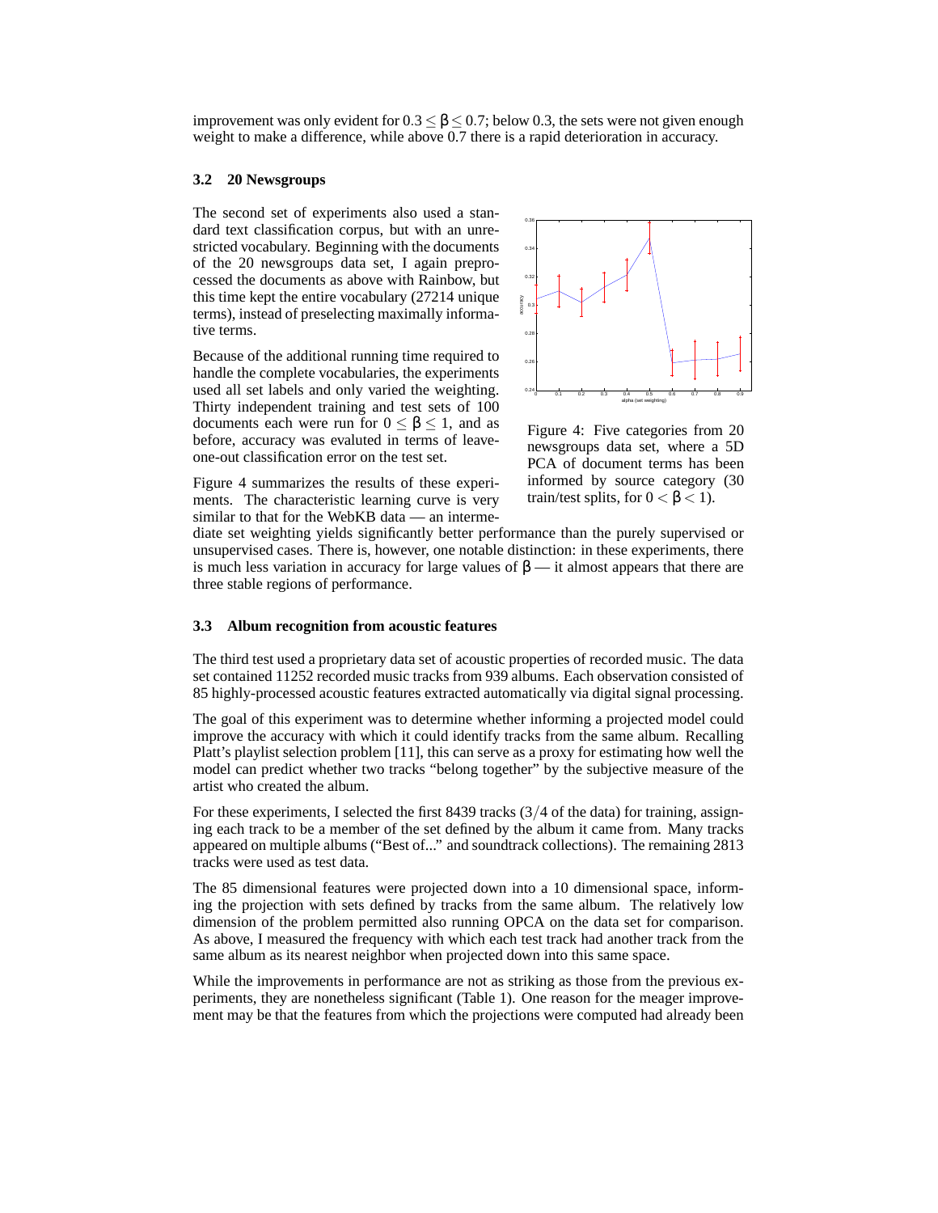improvement was only evident for $0.3 \leq \beta \leq 0.7$; below 0.3, the sets were not given enough weight to make a difference, while above 0.7 there is a rapid deterioration in accuracy.

### 3.2 20 Newsgroups

The second set of experiments also used a standard text classification corpus, but with an unrestricted vocabulary. Beginning with the documents of the 20 newsgroups data set, I again preprocessed the documents as above with Rainbow, but this time kept the entire vocabulary (27214 unique terms), instead of preselecting maximally informative terms.

Because of the additional running time required to handle the complete vocabularies, the experiments used all set labels and only varied the weighting. Thirty independent training and test sets of 100 documents each were run for $0 \leq \beta \leq 1$, and as before, accuracy was evaluted in terms of leave-one-out classification error on the test set.

Figure 4: Five categories from 20 newsgroups data set, where a 5D PCA of document terms has been informed by source category (30 train/test splits, for $0 < \beta < 1$).

Figure 4 summarizes the results of these experiments. The characteristic learning curve is very similar to that for the WebKB data — an intermediate set weighting yields significantly better performance than the purely supervised or unsupervised cases. There is, however, one notable distinction: in these experiments, there is much less variation in accuracy for large values of $\beta$ — it almost appears that there are three stable regions of performance.

### 3.3 Album recognition from acoustic features

The third test used a proprietary data set of acoustic properties of recorded music. The data set contained 11252 recorded music tracks from 939 albums. Each observation consisted of 85 highly-processed acoustic features extracted automatically via digital signal processing.

The goal of this experiment was to determine whether informing a projected model could improve the accuracy with which it could identify tracks from the same album. Recalling Platt's playlist selection problem [11], this can serve as a proxy for estimating how well the model can predict whether two tracks "belong together" by the subjective measure of the artist who created the album.

For these experiments, I selected the first 8439 tracks ($3/4$ of the data) for training, assigning each track to be a member of the set defined by the album it came from. Many tracks appeared on multiple albums ("Best of..." and soundtrack collections). The remaining 2813 tracks were used as test data.

The 85 dimensional features were projected down into a 10 dimensional space, informing the projection with sets defined by tracks from the same album. The relatively low dimension of the problem permitted also running OPCA on the data set for comparison. As above, I measured the frequency with which each test track had another track from the same album as its nearest neighbor when projected down into this same space.

While the improvements in performance are not as striking as those from the previous experiments, they are nonetheless significant (Table 1). One reason for the meager improvement may be that the features from which the projections were computed had already been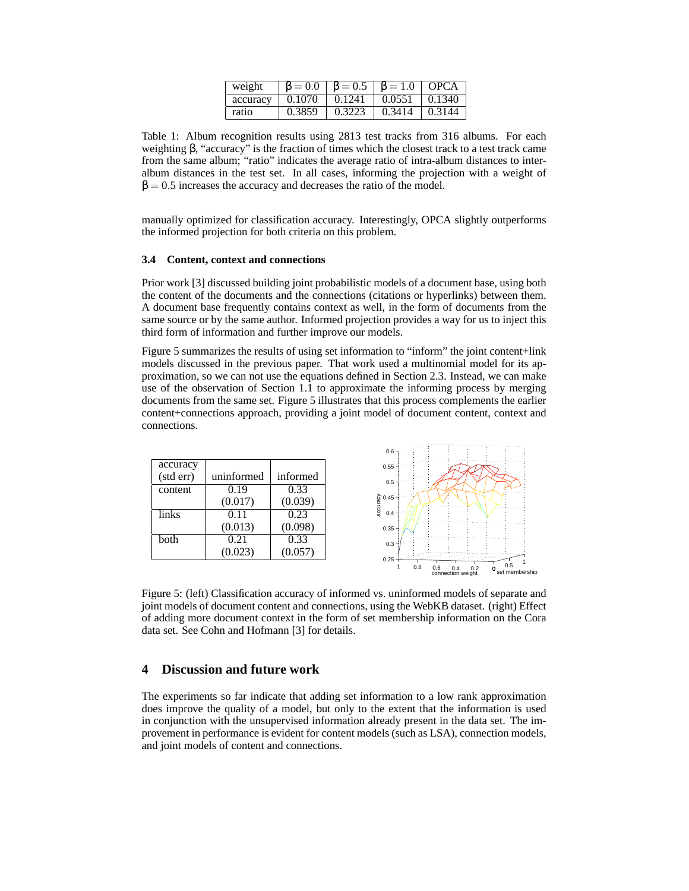| weight | $\beta = 0.0$ | $\beta = 0.5$ | $\beta = 1.0$ | OPCA |
|---|---|---|---|---|
| accuracy | 0.1070 | 0.1241 | 0.0551 | 0.1340 |
| ratio | 0.3859 | 0.3223 | 0.3414 | 0.3144 |

Table 1: Album recognition results using 2813 test tracks from 316 albums. For each weighting $\beta$, "accuracy" is the fraction of times which the closest track to a test track came from the same album; "ratio" indicates the average ratio of intra-album distances to inter-album distances in the test set. In all cases, informing the projection with a weight of $\beta = 0.5$ increases the accuracy and decreases the ratio of the model.

manually optimized for classification accuracy. Interestingly, OPCA slightly outperforms the informed projection for both criteria on this problem.

### 3.4 Content, context and connections

Prior work [3] discussed building joint probabilistic models of a document base, using both the content of the documents and the connections (citations or hyperlinks) between them. A document base frequently contains context as well, in the form of documents from the same source or by the same author. Informed projection provides a way for us to inject this third form of information and further improve our models.

Figure 5 summarizes the results of using set information to "inform" the joint content+link models discussed in the previous paper. That work used a multinomial model for its approximation, so we can not use the equations defined in Section 2.3. Instead, we can make use of the observation of Section 1.1 to approximate the informing process by merging documents from the same set. Figure 5 illustrates that this process complements the earlier content+connections approach, providing a joint model of document content, context and connections.

| accuracy (std err) | uninformed | informed |
|---|---|---|
| content | 0.19 (0.017) | 0.33 (0.039) |
| links | 0.11 (0.013) | 0.23 (0.098) |
| both | 0.21 (0.023) | 0.33 (0.057) |

Figure 5: (left) Classification accuracy of informed vs. uninformed models of separate and joint models of document content and connections, using the WebKB dataset. (right) Effect of adding more document context in the form of set membership information on the Cora data set. See Cohn and Hofmann [3] for details.

## 4 Discussion and future work

The experiments so far indicate that adding set information to a low rank approximation does improve the quality of a model, but only to the extent that the information is used in conjunction with the unsupervised information already present in the data set. The improvement in performance is evident for content models (such as LSA), connection models, and joint models of content and connections.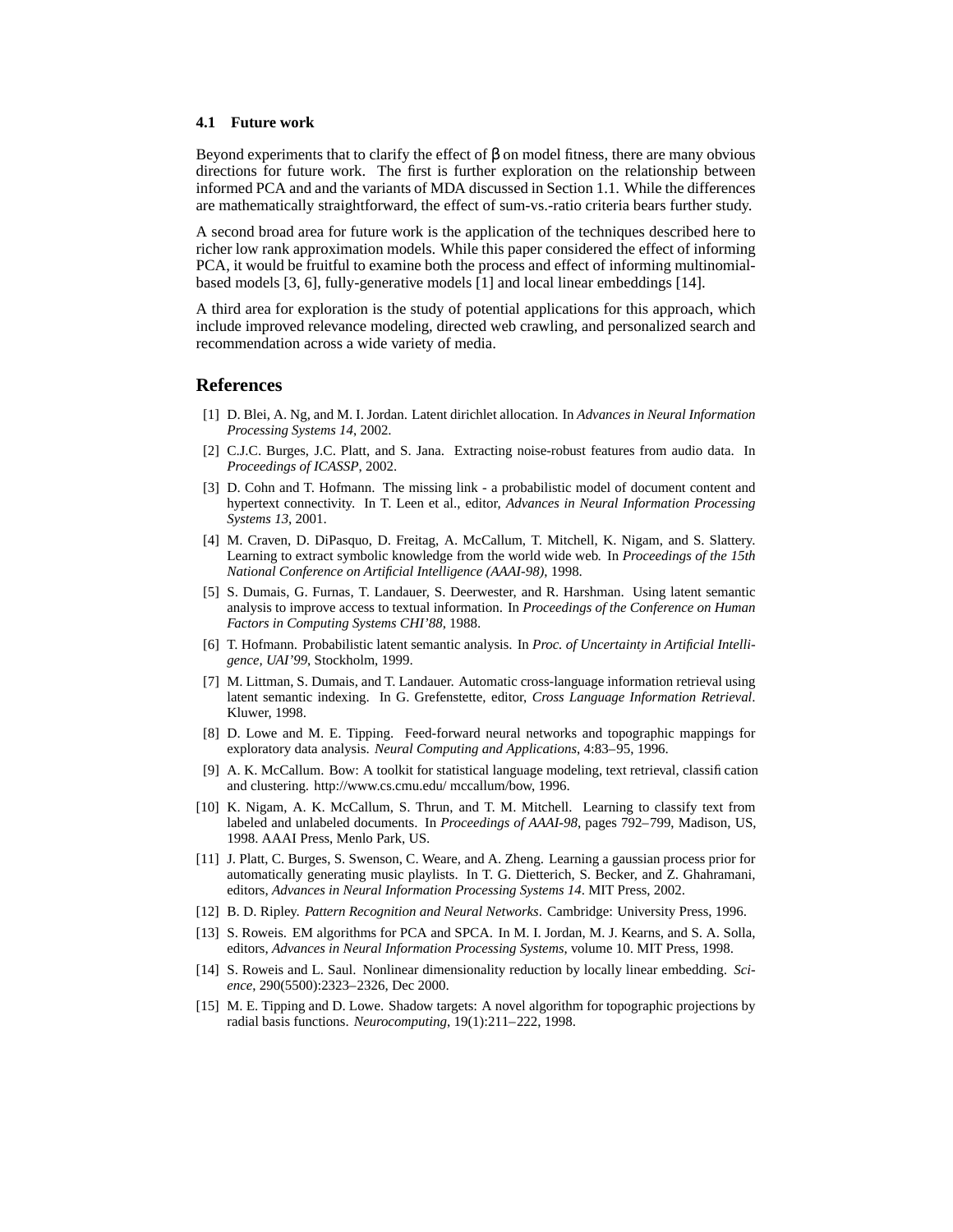### 4.1 Future work

Beyond experiments that to clarify the effect of $\beta$ on model fitness, there are many obvious directions for future work. The first is further exploration on the relationship between informed PCA and and the variants of MDA discussed in Section 1.1. While the differences are mathematically straightforward, the effect of sum-vs.-ratio criteria bears further study.

A second broad area for future work is the application of the techniques described here to richer low rank approximation models. While this paper considered the effect of informing PCA, it would be fruitful to examine both the process and effect of informing multinomial-based models [3, 6], fully-generative models [1] and local linear embeddings [14].

A third area for exploration is the study of potential applications for this approach, which include improved relevance modeling, directed web crawling, and personalized search and recommendation across a wide variety of media.

## References

[1] D. Blei, A. Ng, and M. I. Jordan. Latent dirichlet allocation. In *Advances in Neural Information Processing Systems 14*, 2002.

[2] C.J.C. Burges, J.C. Platt, and S. Jana. Extracting noise-robust features from audio data. In *Proceedings of ICASSP*, 2002.

[3] D. Cohn and T. Hofmann. The missing link - a probabilistic model of document content and hypertext connectivity. In T. Leen et al., editor, *Advances in Neural Information Processing Systems 13*, 2001.

[4] M. Craven, D. DiPasquo, D. Freitag, A. McCallum, T. Mitchell, K. Nigam, and S. Slattery. Learning to extract symbolic knowledge from the world wide web. In *Proceedings of the 15th National Conference on Artificial Intelligence (AAAI-98)*, 1998.

[5] S. Dumais, G. Furnas, T. Landauer, S. Deerwester, and R. Harshman. Using latent semantic analysis to improve access to textual information. In *Proceedings of the Conference on Human Factors in Computing Systems CHI'88*, 1988.

[6] T. Hofmann. Probabilistic latent semantic analysis. In *Proc. of Uncertainty in Artificial Intelligence, UAI'99*, Stockholm, 1999.

[7] M. Littman, S. Dumais, and T. Landauer. Automatic cross-language information retrieval using latent semantic indexing. In G. Grefenstette, editor, *Cross Language Information Retrieval*. Kluwer, 1998.

[8] D. Lowe and M. E. Tipping. Feed-forward neural networks and topographic mappings for exploratory data analysis. *Neural Computing and Applications*, 4:83–95, 1996.

[9] A. K. McCallum. Bow: A toolkit for statistical language modeling, text retrieval, classification and clustering. http://www.cs.cmu.edu/ mccallum/bow, 1996.

[10] K. Nigam, A. K. McCallum, S. Thrun, and T. M. Mitchell. Learning to classify text from labeled and unlabeled documents. In *Proceedings of AAAI-98*, pages 792–799, Madison, US, 1998. AAAI Press, Menlo Park, US.

[11] J. Platt, C. Burges, S. Swenson, C. Weare, and A. Zheng. Learning a gaussian process prior for automatically generating music playlists. In T. G. Dietterich, S. Becker, and Z. Ghahramani, editors, *Advances in Neural Information Processing Systems 14*. MIT Press, 2002.

[12] B. D. Ripley. *Pattern Recognition and Neural Networks*. Cambridge: University Press, 1996.

[13] S. Roweis. EM algorithms for PCA and SPCA. In M. I. Jordan, M. J. Kearns, and S. A. Solla, editors, *Advances in Neural Information Processing Systems*, volume 10. MIT Press, 1998.

[14] S. Roweis and L. Saul. Nonlinear dimensionality reduction by locally linear embedding. *Science*, 290(5500):2323–2326, Dec 2000.

[15] M. E. Tipping and D. Lowe. Shadow targets: A novel algorithm for topographic projections by radial basis functions. *Neurocomputing*, 19(1):211–222, 1998.